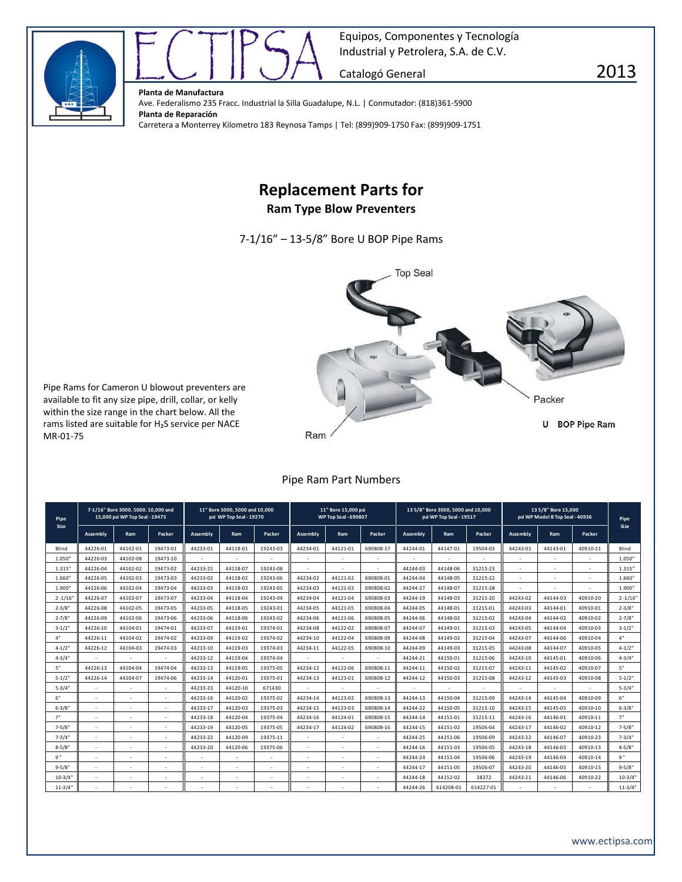ECTIPSA

Equipos, Componentes y Tecnología Industrial y Petrolera, S.A. de C.V.

Catalogó General

2013

**Planta de Manufactura**
Ave. Federalismo 235 Fracc. Industrial la Silla Guadalupe, N.L. | Conmutador: (818)361-5900
**Planta de Reparación**
Carretera a Monterrey Kilometro 183 Reynosa Tamps | Tel: (899)909-1750 Fax: (899)909-1751

# Replacement Parts for

## Ram Type Blow Preventers

7-1/16" – 13-5/8" Bore U BOP Pipe Rams

Top Seal

Packer

Ram

U BOP Pipe Ram

Pipe Rams for Cameron U blowout preventers are available to fit any size pipe, drill, collar, or kelly within the size range in the chart below. All the rams listed are suitable for $H_2S$ service per NACE MR-01-75

Pipe Ram Part Numbers

| Pipe Size | 7-1/16" Bore 3000. 5000. 10,000 and 15,000 psi WP Top Seal - 19475 | | | 11" Bore 3000, 5000 and 10,000 psi WP Top Seal - 19270 | | | 11" Bore 15,000 psi WP Top Seal - 690807 | | | 13 5/8" Bore 3000, 5000 and 10,000 psi WP Top Seal - 19517 | | | 13 5/8" Bore 15,000 psi WP Model B Top Seal - 40936 | | | Pipe Size |
|---|---|---|---|---|---|---|---|---|---|---|---|---|---|---|---|---|
| | Assembly | Ram | Packer | Assembly | Ram | Packer | Assembly | Ram | Packer | Assembly | Ram | Packer | Assembly | Ram | Packer | |
| Blind | 44226-01 | 44102-01 | 19473-01 | 44233-01 | 44118-01 | 19243-03 | 44234-01 | 44121-01 | 690808-17 | 44244-01 | 44147-01 | 19504-03 | 44243-01 | 44143-01 | 40910-21 | Blind |
| 1.050" | 44226-03 | 44102-08 | 19473-10 | - | - | - | - | - | - | - | - | - | - | - | - | 1.050" |
| 1.315" | 44226-04 | 44102-02 | 19473-02 | 44233-25 | 44118-07 | 19243-08 | - | - | - | 44244-03 | 44148-06 | 31215-23 | - | - | - | 1.315" |
| 1.660" | 44226-05 | 44102-03 | 19473-03 | 44233-02 | 44118-02 | 19243-06 | 44234-02 | 44121-02 | 690808-01 | 44244-04 | 44148-05 | 31215-22 | - | - | - | 1.660" |
| 1.900" | 44226-06 | 44102-04 | 19473-04 | 44233-03 | 44118-03 | 19243-05 | 44234-03 | 44121-03 | 690808-02 | 44244-27 | 44148-07 | 31215-28 | - | - | - | 1.900" |
| 2 -1/16" | 44226-07 | 44102-07 | 19473-07 | 44233-04 | 44118-04 | 19243-04 | 44234-04 | 44121-04 | 690808-03 | 44244-19 | 44148-03 | 31215-20 | 44243-02 | 44144-03 | 40910-20 | 2 -1/16" |
| 2-3/8" | 44226-08 | 44102-05 | 19473-05 | 44233-05 | 44118-05 | 19243-01 | 44234-05 | 44121-05 | 690808-04 | 44244-05 | 44148-01 | 31215-01 | 44243-03 | 44144-01 | 40910-01 | 2-3/8" |
| 2-7/8" | 44226-09 | 44102-06 | 19473-06 | 44233-06 | 44118-06 | 19243-02 | 44234-06 | 44121-06 | 690808-05 | 44244-06 | 44148-02 | 31215-02 | 44243-04 | 44144-02 | 40910-02 | 2-7/8" |
| 3-1/2" | 44226-10 | 44104-01 | 19474-01 | 44233-07 | 44119-01 | 19374-01 | 44234-08 | 44122-02 | 690808-07 | 44244-07 | 44149-01 | 31215-03 | 44243-05 | 44144-04 | 40910-03 | 3-1/2" |
| 4" | 44226-11 | 44104-02 | 19474-02 | 44233-09 | 44119-02 | 19374-02 | 44234-10 | 44122-04 | 690808-09 | 44244-08 | 44149-02 | 31215-04 | 44243-07 | 44144-06 | 40910-04 | 4" |
| 4-1/2" | 44226-12 | 44104-03 | 19474-03 | 44233-10 | 44119-03 | 19374-03 | 44234-11 | 44122-05 | 690808-10 | 44244-09 | 44149-03 | 31215-05 | 44243-08 | 44144-07 | 40910-05 | 4-1/2" |
| 4-3/4" | - | - | - | 44233-12 | 44119-04 | 19374-04 | - | - | - | 44244-21 | 44150-01 | 31215-06 | 44243-10 | 44145-01 | 40910-06 | 4-3/4" |
| 5" | 44226-13 | 44104-04 | 19474-04 | 44233-13 | 44119-05 | 19375-05 | 44234-12 | 44122-06 | 690808-11 | 44244-11 | 44150-02 | 31215-07 | 44243-11 | 44145-02 | 40910-07 | 5" |
| 5-1/2" | 44226-14 | 44104-07 | 19474-06 | 44233-14 | 44120-01 | 19375-01 | 44234-13 | 44123-01 | 690808-12 | 44244-12 | 44150-03 | 31215-08 | 44243-12 | 44145-03 | 40910-08 | 5-1/2" |
| 5-3/4" | - | - | - | 44233-23 | 44120-10 | 671430 | - | - | - | - | - | - | - | - | - | 5-3/4" |
| 6" | - | - | - | 44233-16 | 44120-02 | 19375-02 | 44234-14 | 44123-02 | 690808-13 | 44244-13 | 44150-04 | 31215-09 | 44243-14 | 44145-04 | 40910-09 | 6" |
| 6-3/8" | - | - | - | 44233-17 | 44120-03 | 19375-03 | 44234-15 | 44123-03 | 690808-14 | 44244-22 | 44150-05 | 31215-10 | 44243-15 | 44145-05 | 40910-10 | 6-3/8" |
| 7" | - | - | - | 44233-18 | 44120-04 | 19375-04 | 44234-16 | 44124-01 | 690808-15 | 44244-14 | 44151-01 | 31215-11 | 44243-16 | 44146-01 | 40910-11 | 7" |
| 7-5/8" | - | - | - | 44233-19 | 44120-05 | 19375-05 | 44234-17 | 44124-02 | 690808-16 | 44244-15 | 44151-02 | 19506-04 | 44243-17 | 44146-02 | 40910-12 | 7-5/8" |
| 7-3/4" | - | - | - | 44233-22 | 44120-09 | 19375-11 | - | - | - | 44244-25 | 44151-06 | 19506-09 | 44243-22 | 44146-07 | 40910-23 | 7-3/4" |
| 8-5/8" | - | - | - | 44233-20 | 44120-06 | 19375-06 | - | - | - | 44244-16 | 44151-03 | 19506-05 | 44243-18 | 44146-03 | 40910-13 | 8-5/8" |
| 9" | - | - | - | - | - | - | - | - | - | 44244-24 | 44151-04 | 19506-06 | 44243-19 | 44146-04 | 40910-14 | 9" |
| 9-5/8" | - | - | - | - | - | - | - | - | - | 44244-17 | 44151-05 | 19506-07 | 44243-20 | 44146-05 | 40910-15 | 9-5/8" |
| 10-3/4" | - | - | - | - | - | - | - | - | - | 44244-18 | 44152-02 | 38372 | 44243-21 | 44146-06 | 40910-22 | 10-3/4" |
| 11-3/4" | - | - | - | - | - | - | - | - | - | 44244-26 | 614208-01 | 614227-01 | - | - | - | 11-3/4" |

www.ectipsa.com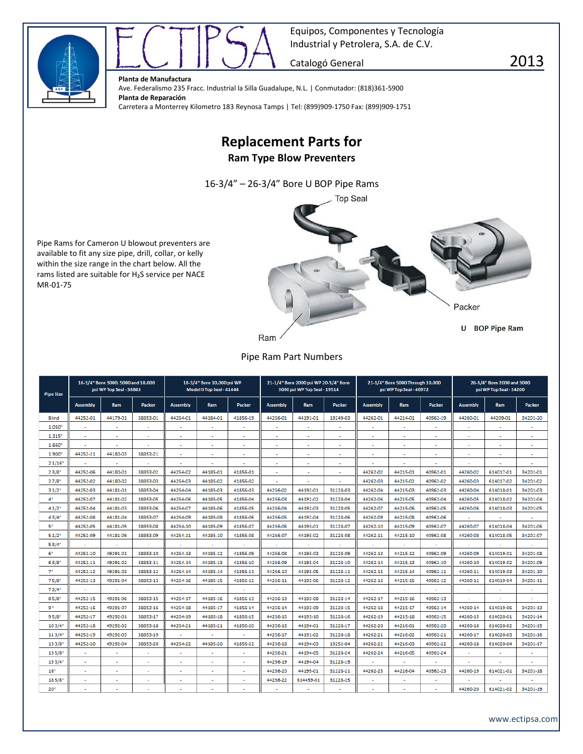# Replacement Parts for

## Ram Type Blow Preventers

### 16-3/4" – 26-3/4" Bore U BOP Pipe Rams

Pipe Rams for Cameron U blowout preventers are available to fit any size pipe, drill, collar, or kelly within the size range in the chart below. All the rams listed are suitable for $H_2S$ service per NACE MR-01-75

Top Seal

Packer

Ram

U BOP Pipe Ram

Pipe Ram Part Numbers

| Pipe Size | 16-3/4" Bore 3000, 5000 and 10,000 psi WP Top Seal - 38863 | | | 18-3/4" Bore 10,000 psi WP Model II Top Seal - 41444 | | | 21-1/4" Bore 2000 psi WP 20-3/4" Bore 3000 psi WP Top Seal - 19514 | | | 21-1/4" Bore 5000 Through 10,000 psi WP Top Seal - 40972 | | | 26-3/4" Bore 2000 and 3000 psi WP Top Seal - 34200 | | |
|---|---|---|---|---|---|---|---|---|---|---|---|---|---|---|---|
| | Assembly | Ram | Packer | Assembly | Ram | Packer | Assembly | Ram | Packer | Assembly | Ram | Packer | Assembly | Ram | Packer |
| Blind | 44252-01 | 44179-01 | 38853-01 | 44254-01 | 44184-01 | 41856-19 | 44256-01 | 44191-01 | 19249-03 | 44262-01 | 44214-01 | 40962-19 | 44260-01 | 44209-01 | 34201-20 |
| 1.050" | - | - | - | - | - | - | - | - | - | - | - | - | - | - | - |
| 1.315" | - | - | - | - | - | - | - | - | - | - | - | - | - | - | - |
| 1.660" | - | - | - | - | - | - | - | - | - | - | - | - | - | - | - |
| 1.900" | 44252-21 | 44180-03 | 38853-21 | - | - | - | - | - | - | - | - | - | - | - | - |
| 2 1/16" | - | - | - | - | - | - | - | - | - | - | - | - | - | - | - |
| 2 3/8" | 44252-06 | 44180-01 | 38853-02 | 44254-02 | 44185-01 | 41856-01 | - | - | - | 44262-02 | 44215-01 | 40962-01 | 44260-02 | 614017-01 | 34201-01 |
| 2 7/8" | 44252-02 | 44180-02 | 38853-03 | 44254-03 | 44185-02 | 41856-02 | - | - | - | 44262-03 | 44215-02 | 40962-02 | 44260-03 | 614017-02 | 34201-02 |
| 3 1/2" | 44252-03 | 44181-01 | 38853-04 | 44254-04 | 44185-03 | 41856-03 | 44256-02 | 44192-01 | 31228-03 | 44262-04 | 44215-03 | 40962-03 | 44260-04 | 614018-01 | 34201-03 |
| 4" | 44252-07 | 44181-02 | 38853-05 | 44254-06 | 44185-05 | 41856-04 | 44256-03 | 44192-02 | 31228-04 | 44262-06 | 44215-05 | 40962-04 | 44260-05 | 614018-02 | 34201-04 |
| 4 1/2" | 44252-04 | 44181-03 | 38853-06 | 44254-07 | 44185-06 | 41856-05 | 44256-04 | 44192-03 | 31228-05 | 44262-07 | 44215-06 | 40962-05 | 44260-06 | 614018-03 | 34201-05 |
| 4 3/4" | 44252-08 | 44181-04 | 38853-07 | 44254-09 | 44185-08 | 41856-06 | 44256-05 | 44192-04 | 31228-06 | 44262-09 | 44215-08 | 40962-06 | - | - | - |
| 5" | 44252-05 | 44181-05 | 38853-08 | 44254-10 | 44185-09 | 41856-07 | 44256-06 | 44193-01 | 31228-07 | 44262-10 | 44215-09 | 40962-07 | 44260-07 | 614018-04 | 34201-06 |
| 5 1/2" | 44252-09 | 44181-06 | 38853-09 | 44254-11 | 44185-10 | 41856-08 | 44256-07 | 44193-02 | 31228-08 | 44262-11 | 44215-10 | 40962-08 | 44260-08 | 614018-05 | 34201-07 |
| 5 3/4" | - | - | - | - | - | - | - | - | - | - | - | - | - | - | - |
| 6" | 44252-10 | 49291-01 | 38853-10 | 44254-13 | 44185-12 | 41856-09 | 44256-08 | 44193-03 | 31228-09 | 44262-13 | 44215-12 | 40962-09 | 44260-09 | 614019-01 | 34201-08 |
| 6 3/8" | 44252-11 | 49291-02 | 38853-11 | 44254-14 | 44185-13 | 41856-10 | 44256-09 | 44193-04 | 31228-10 | 44262-14 | 44215-13 | 40962-10 | 44260-10 | 614019-02 | 34201-09 |
| 7" | 44252-12 | 49291-03 | 38853-12 | 44254-14 | 44185-14 | 41856-11 | 44256-10 | 44193-05 | 31228-11 | 44262-15 | 44215-14 | 40962-11 | 44260-11 | 614019-03 | 34201-10 |
| 7 5/8" | 44252-13 | 49291-04 | 38853-13 | 44254-16 | 44185-15 | 41856-12 | 44256-11 | 44193-06 | 31228-12 | 44262-16 | 44215-15 | 40962-12 | 44260-12 | 614019-04 | 34201-11 |
| 7 3/4" | - | - | - | - | - | - | - | - | - | - | - | - | - | - | - |
| 8 5/8" | 44252-15 | 49291-06 | 38853-15 | 44254-17 | 44185-16 | 41856-13 | 44256-13 | 44193-08 | 31228-14 | 44262-17 | 44215-16 | 40962-13 | - | - | - |
| 9" | 44252-16 | 49291-07 | 38853-16 | 44254-18 | 44185-17 | 41856-14 | 44256-14 | 44193-09 | 31228-15 | 44262-18 | 44215-17 | 40962-14 | 44260-14 | 614019-06 | 34201-13 |
| 9 5/8" | 44252-17 | 49292-01 | 38853-17 | 44254-19 | 44185-18 | 41856-15 | 44256-15 | 44193-10 | 31228-16 | 44262-19 | 44215-18 | 40962-15 | 44260-15 | 614020-01 | 34201-14 |
| 10 3/4" | 44252-18 | 49292-02 | 38853-18 | 44254-21 | 44185-21 | 41856-20 | 44256-16 | 44194-01 | 31228-17 | 44262-20 | 44216-01 | 40962-20 | 44260-16 | 614020-02 | 34201-15 |
| 11 3/4" | 44252-19 | 49292-03 | 38853-19 | - | - | - | 44256-17 | 44194-02 | 31228-18 | 44262-21 | 44216-02 | 40962-21 | 44260-17 | 614020-03 | 34201-16 |
| 13 3/8" | 44252-20 | 49292-04 | 38853-20 | 44254-22 | 44185-20 | 41856-22 | 44256-18 | 44194-03 | 19252-04 | 44262-22 | 44216-03 | 40962-22 | 44260-18 | 614020-04 | 34201-17 |
| 13 5/8" | - | - | - | - | - | - | 44256-21 | 44194-05 | 31228-24 | 44262-24 | 44216-05 | 40962-24 | - | - | - |
| 13 3/4" | - | - | - | - | - | - | 44256-19 | 44194-04 | 31228-19 | - | - | - | - | - | - |
| 16" | - | - | - | - | - | - | 44256-20 | 44195-01 | 31228-21 | 44262-23 | 44216-04 | 40962-23 | 44260-19 | 614021-01 | 34201-18 |
| 18 5/8" | - | - | - | - | - | - | 44256-22 | 614459-01 | 31228-25 | - | - | - | - | - | - |
| 20" | - | - | - | - | - | - | - | - | - | - | - | - | 44260-20 | 614021-02 | 34201-19 |